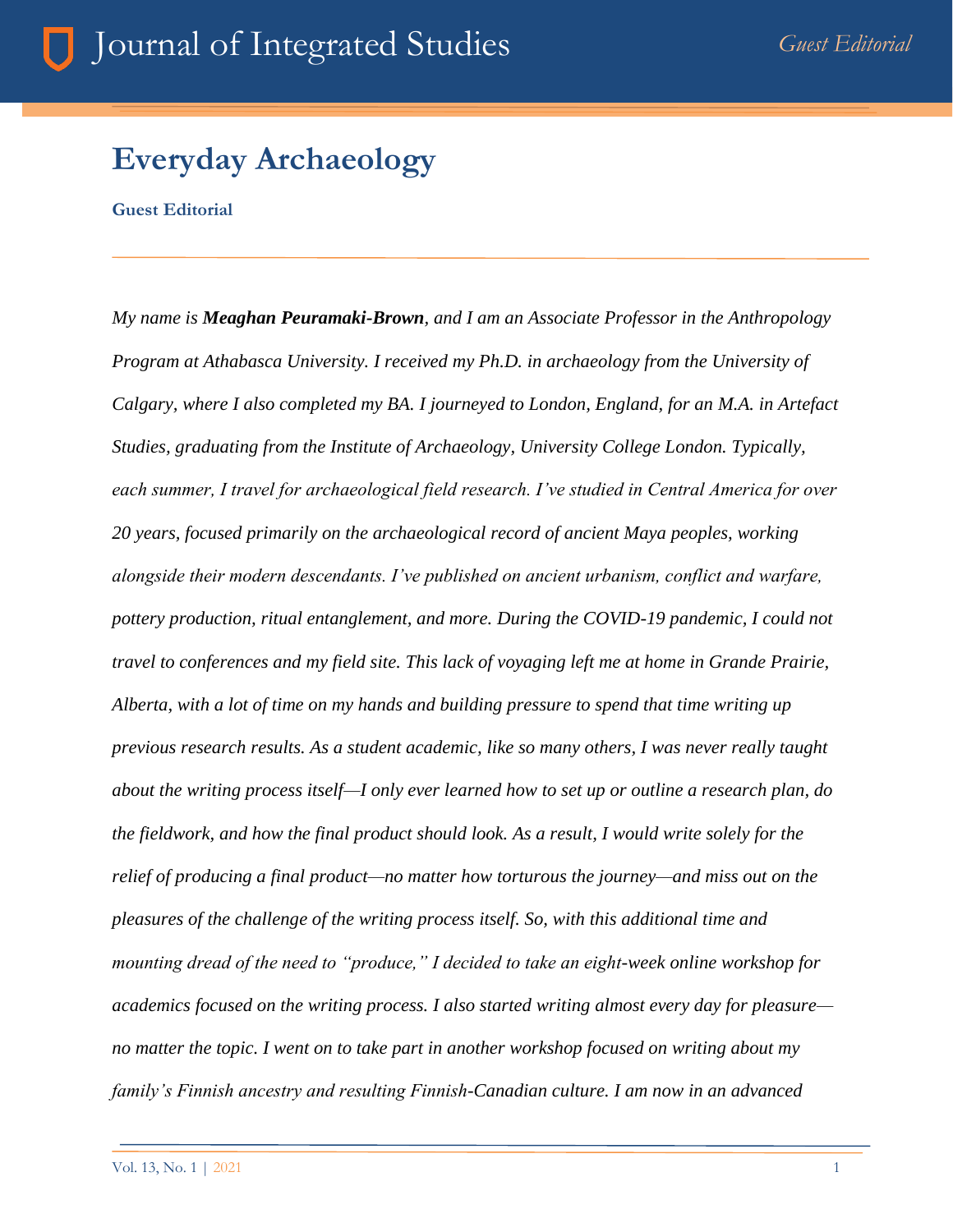# Everyday Archaeology

**Guest Editorial**

*My name is **Meaghan Peuramaki-Brown**, and I am an Associate Professor in the Anthropology Program at Athabasca University. I received my Ph.D. in archaeology from the University of Calgary, where I also completed my BA. I journeyed to London, England, for an M.A. in Artefact Studies, graduating from the Institute of Archaeology, University College London. Typically, each summer, I travel for archaeological field research. I've studied in Central America for over 20 years, focused primarily on the archaeological record of ancient Maya peoples, working alongside their modern descendants. I've published on ancient urbanism, conflict and warfare, pottery production, ritual entanglement, and more. During the COVID-19 pandemic, I could not travel to conferences and my field site. This lack of voyaging left me at home in Grande Prairie, Alberta, with a lot of time on my hands and building pressure to spend that time writing up previous research results. As a student academic, like so many others, I was never really taught about the writing process itself—I only ever learned how to set up or outline a research plan, do the fieldwork, and how the final product should look. As a result, I would write solely for the relief of producing a final product—no matter how torturous the journey—and miss out on the pleasures of the challenge of the writing process itself. So, with this additional time and mounting dread of the need to "produce," I decided to take an eight-week online workshop for academics focused on the writing process. I also started writing almost every day for pleasure—no matter the topic. I went on to take part in another workshop focused on writing about my family's Finnish ancestry and resulting Finnish-Canadian culture. I am now in an advanced*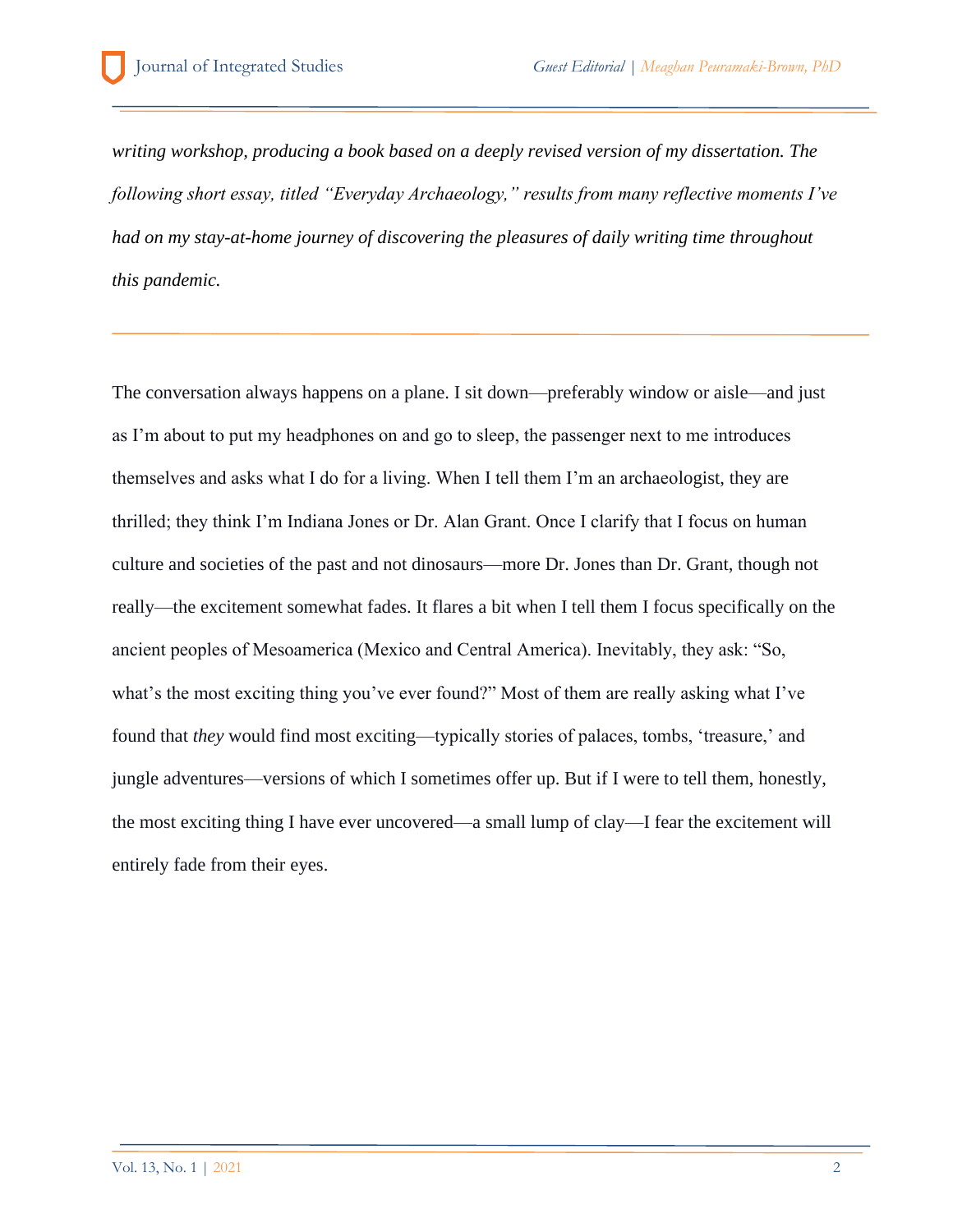*writing workshop, producing a book based on a deeply revised version of my dissertation. The following short essay, titled "Everyday Archaeology," results from many reflective moments I've had on my stay-at-home journey of discovering the pleasures of daily writing time throughout this pandemic.*

---

The conversation always happens on a plane. I sit down—preferably window or aisle—and just as I'm about to put my headphones on and go to sleep, the passenger next to me introduces themselves and asks what I do for a living. When I tell them I'm an archaeologist, they are thrilled; they think I'm Indiana Jones or Dr. Alan Grant. Once I clarify that I focus on human culture and societies of the past and not dinosaurs—more Dr. Jones than Dr. Grant, though not really—the excitement somewhat fades. It flares a bit when I tell them I focus specifically on the ancient peoples of Mesoamerica (Mexico and Central America). Inevitably, they ask: "So, what's the most exciting thing you've ever found?" Most of them are really asking what I've found that *they* would find most exciting—typically stories of palaces, tombs, 'treasure,' and jungle adventures—versions of which I sometimes offer up. But if I were to tell them, honestly, the most exciting thing I have ever uncovered—a small lump of clay—I fear the excitement will entirely fade from their eyes.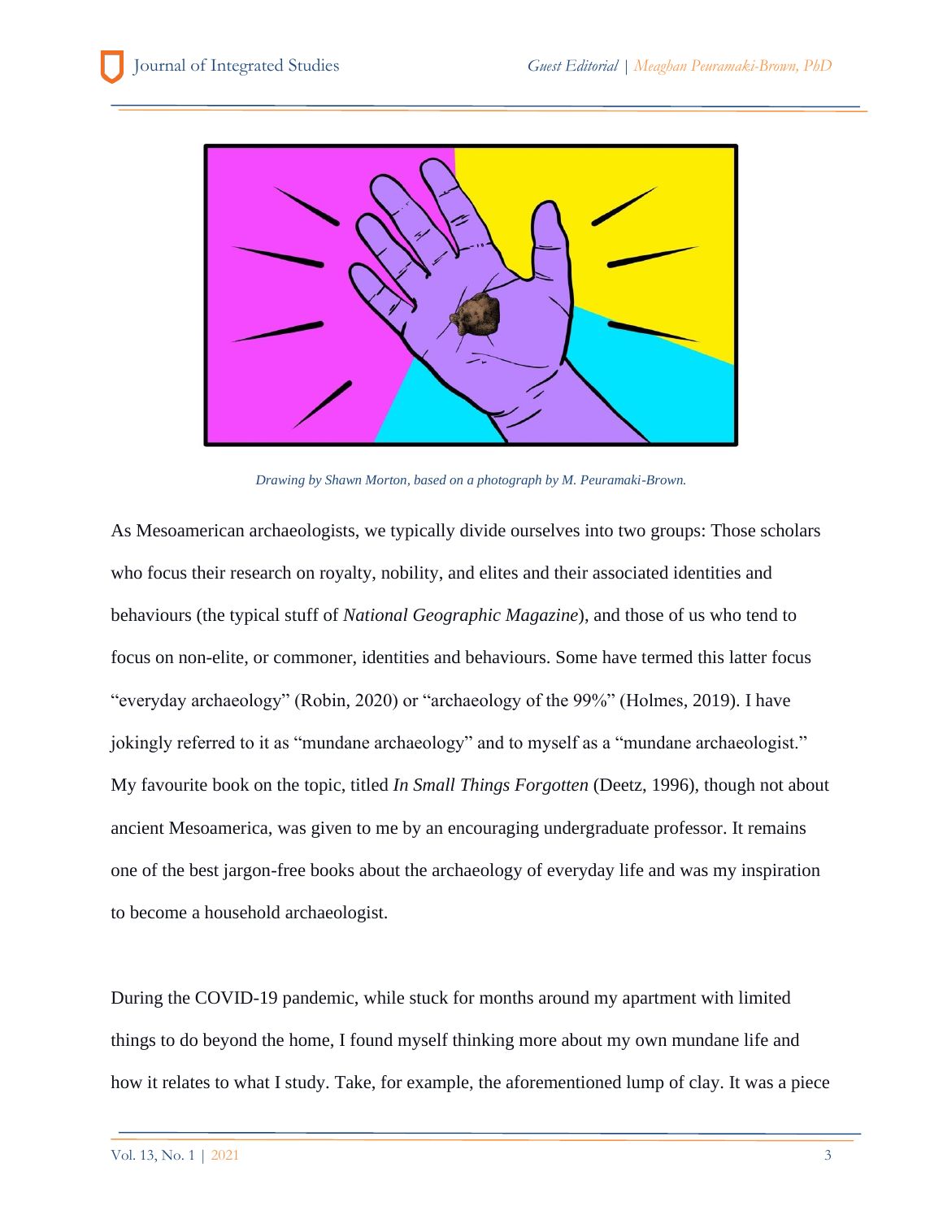Drawing by Shawn Morton, based on a photograph by M. Peuramaki-Brown.

As Mesoamerican archaeologists, we typically divide ourselves into two groups: Those scholars who focus their research on royalty, nobility, and elites and their associated identities and behaviours (the typical stuff of *National Geographic Magazine*), and those of us who tend to focus on non-elite, or commoner, identities and behaviours. Some have termed this latter focus "everyday archaeology" (Robin, 2020) or "archaeology of the 99%" (Holmes, 2019). I have jokingly referred to it as "mundane archaeology" and to myself as a "mundane archaeologist." My favourite book on the topic, titled *In Small Things Forgotten* (Deetz, 1996), though not about ancient Mesoamerica, was given to me by an encouraging undergraduate professor. It remains one of the best jargon-free books about the archaeology of everyday life and was my inspiration to become a household archaeologist.

During the COVID-19 pandemic, while stuck for months around my apartment with limited things to do beyond the home, I found myself thinking more about my own mundane life and how it relates to what I study. Take, for example, the aforementioned lump of clay. It was a piece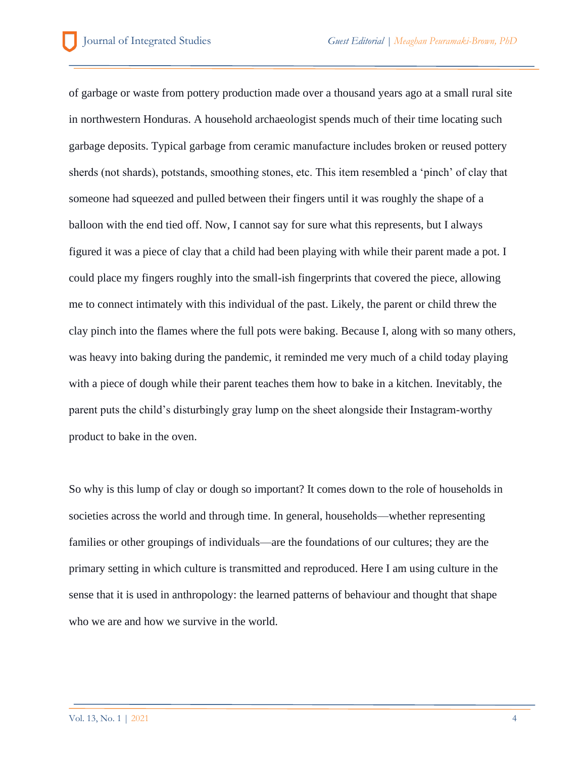of garbage or waste from pottery production made over a thousand years ago at a small rural site in northwestern Honduras. A household archaeologist spends much of their time locating such garbage deposits. Typical garbage from ceramic manufacture includes broken or reused pottery sherds (not shards), potstands, smoothing stones, etc. This item resembled a 'pinch' of clay that someone had squeezed and pulled between their fingers until it was roughly the shape of a balloon with the end tied off. Now, I cannot say for sure what this represents, but I always figured it was a piece of clay that a child had been playing with while their parent made a pot. I could place my fingers roughly into the small-ish fingerprints that covered the piece, allowing me to connect intimately with this individual of the past. Likely, the parent or child threw the clay pinch into the flames where the full pots were baking. Because I, along with so many others, was heavy into baking during the pandemic, it reminded me very much of a child today playing with a piece of dough while their parent teaches them how to bake in a kitchen. Inevitably, the parent puts the child's disturbingly gray lump on the sheet alongside their Instagram-worthy product to bake in the oven.

So why is this lump of clay or dough so important? It comes down to the role of households in societies across the world and through time. In general, households—whether representing families or other groupings of individuals—are the foundations of our cultures; they are the primary setting in which culture is transmitted and reproduced. Here I am using culture in the sense that it is used in anthropology: the learned patterns of behaviour and thought that shape who we are and how we survive in the world.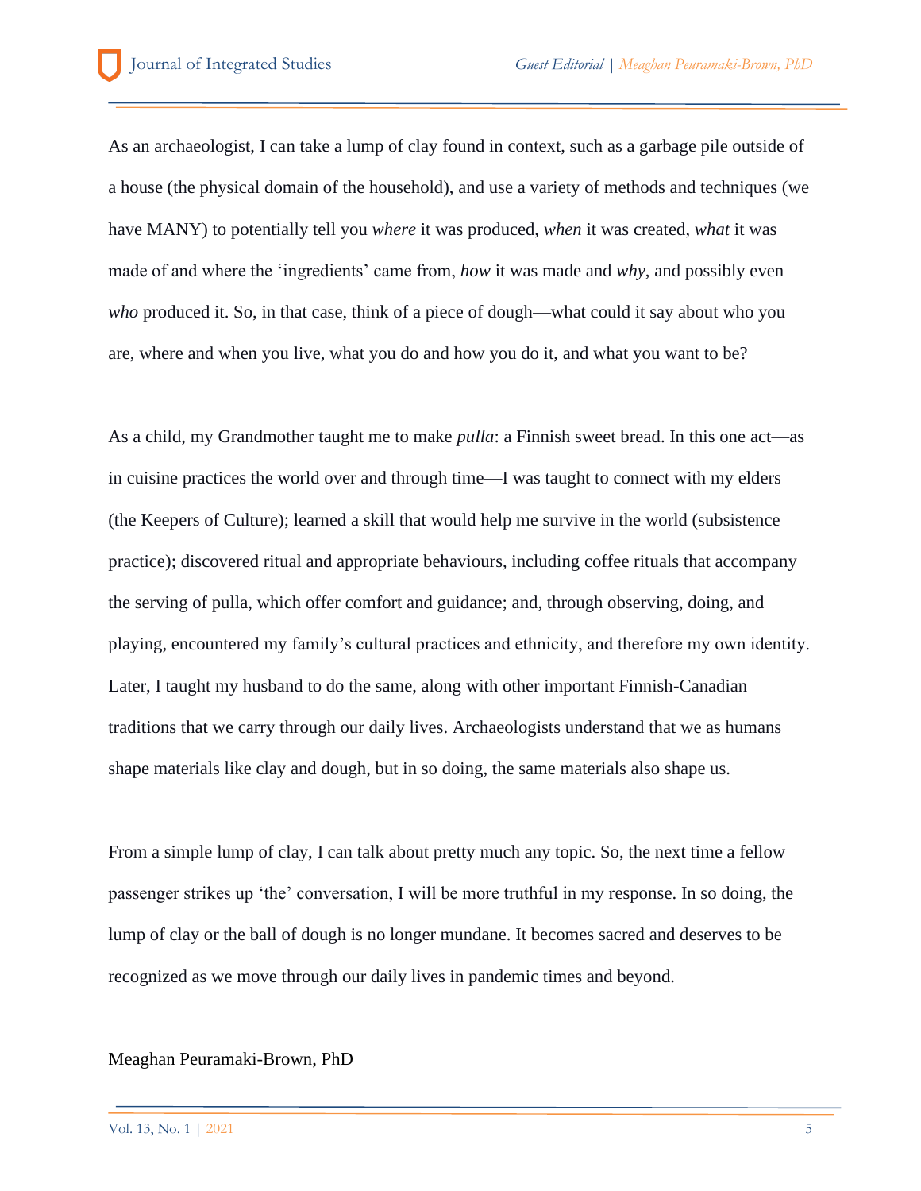As an archaeologist, I can take a lump of clay found in context, such as a garbage pile outside of a house (the physical domain of the household), and use a variety of methods and techniques (we have MANY) to potentially tell you *where* it was produced, *when* it was created, *what* it was made of and where the 'ingredients' came from, *how* it was made and *why*, and possibly even *who* produced it. So, in that case, think of a piece of dough—what could it say about who you are, where and when you live, what you do and how you do it, and what you want to be?

As a child, my Grandmother taught me to make *pulla*: a Finnish sweet bread. In this one act—as in cuisine practices the world over and through time—I was taught to connect with my elders (the Keepers of Culture); learned a skill that would help me survive in the world (subsistence practice); discovered ritual and appropriate behaviours, including coffee rituals that accompany the serving of pulla, which offer comfort and guidance; and, through observing, doing, and playing, encountered my family's cultural practices and ethnicity, and therefore my own identity. Later, I taught my husband to do the same, along with other important Finnish-Canadian traditions that we carry through our daily lives. Archaeologists understand that we as humans shape materials like clay and dough, but in so doing, the same materials also shape us.

From a simple lump of clay, I can talk about pretty much any topic. So, the next time a fellow passenger strikes up 'the' conversation, I will be more truthful in my response. In so doing, the lump of clay or the ball of dough is no longer mundane. It becomes sacred and deserves to be recognized as we move through our daily lives in pandemic times and beyond.

Meaghan Peuramaki-Brown, PhD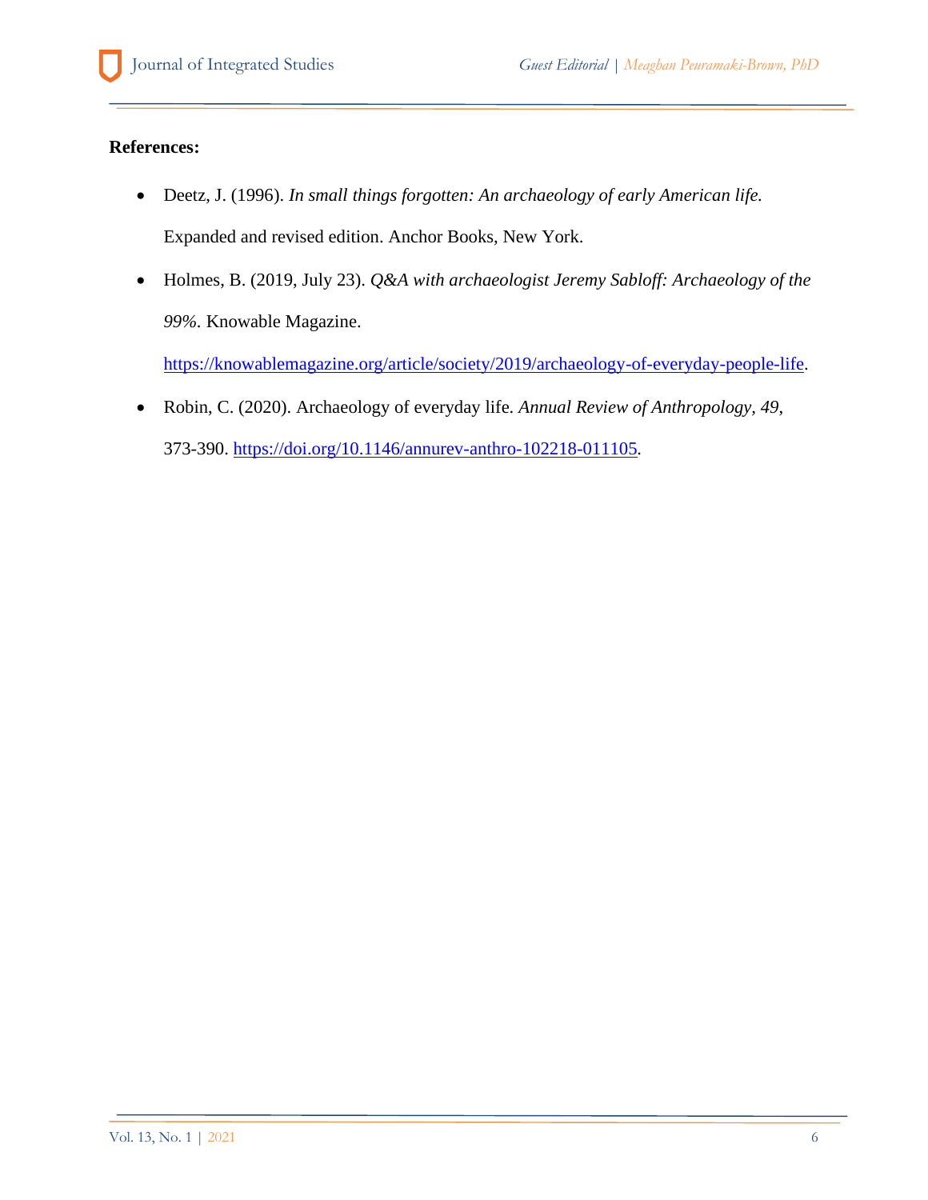**References:**

- Deetz, J. (1996). *In small things forgotten: An archaeology of early American life.* Expanded and revised edition. Anchor Books, New York.
- Holmes, B. (2019, July 23). *Q&A with archaeologist Jeremy Sabloff: Archaeology of the 99%.* Knowable Magazine. https://knowablemagazine.org/article/society/2019/archaeology-of-everyday-people-life.
- Robin, C. (2020). Archaeology of everyday life. *Annual Review of Anthropology*, *49*, 373-390. https://doi.org/10.1146/annurev-anthro-102218-011105.